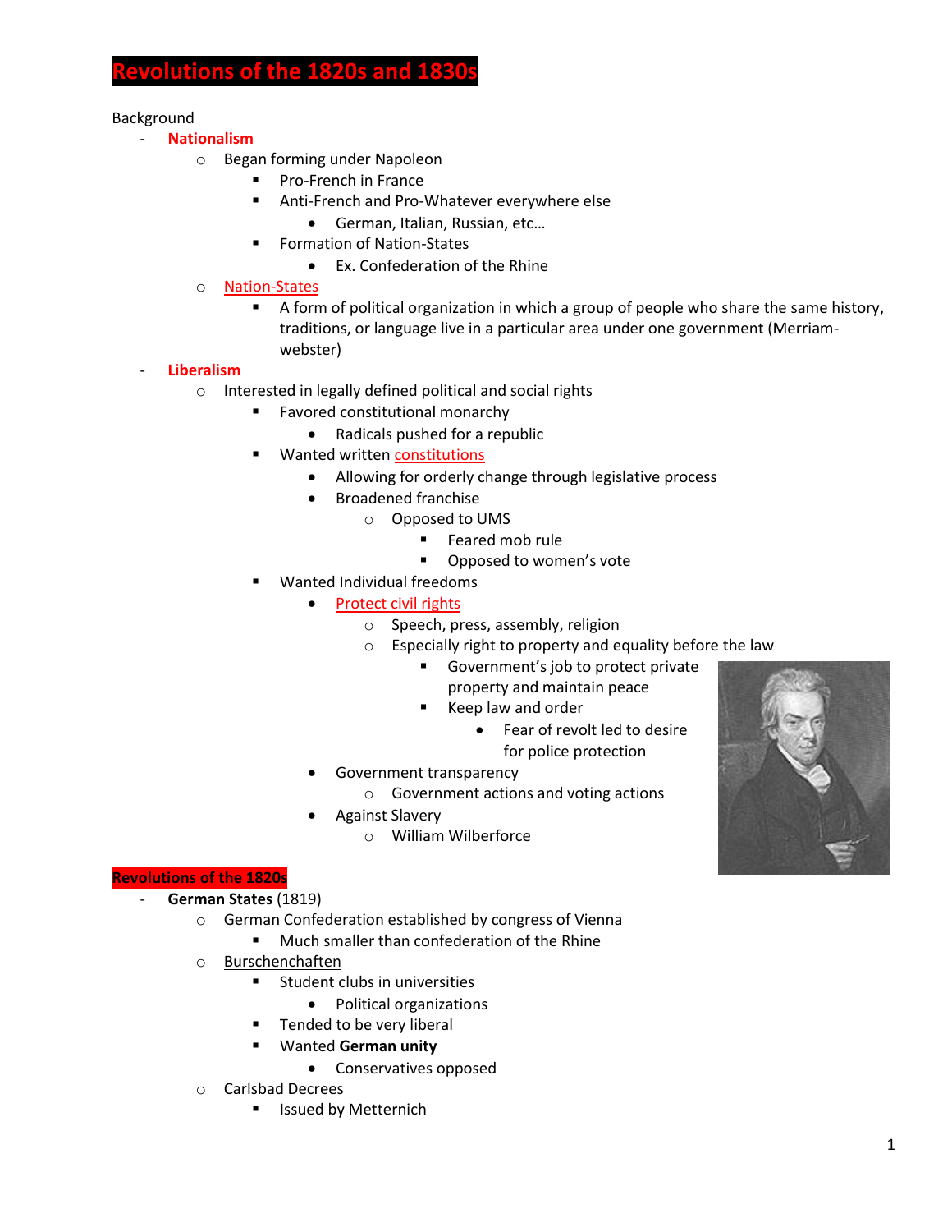# Revolutions of the 1820s and 1830s

Background

- **Nationalism**
  - Began forming under Napoleon
    - Pro-French in France
    - Anti-French and Pro-Whatever everywhere else
      - German, Italian, Russian, etc…
    - Formation of Nation-States
      - Ex. Confederation of the Rhine
  - Nation-States
    - A form of political organization in which a group of people who share the same history, traditions, or language live in a particular area under one government (Merriam-webster)
- **Liberalism**
  - Interested in legally defined political and social rights
    - Favored constitutional monarchy
      - Radicals pushed for a republic
    - Wanted written constitutions
      - Allowing for orderly change through legislative process
      - Broadened franchise
        - Opposed to UMS
          - Feared mob rule
          - Opposed to women's vote
    - Wanted Individual freedoms
      - Protect civil rights
        - Speech, press, assembly, religion
        - Especially right to property and equality before the law
          - Government's job to protect private property and maintain peace
          - Keep law and order
            - Fear of revolt led to desire for police protection
      - Government transparency
        - Government actions and voting actions
      - Against Slavery
        - William Wilberforce

## Revolutions of the 1820s

- **German States** (1819)
  - German Confederation established by congress of Vienna
    - Much smaller than confederation of the Rhine
  - Burschenchaften
    - Student clubs in universities
      - Political organizations
    - Tended to be very liberal
    - Wanted **German unity**
      - Conservatives opposed
  - Carlsbad Decrees
    - Issued by Metternich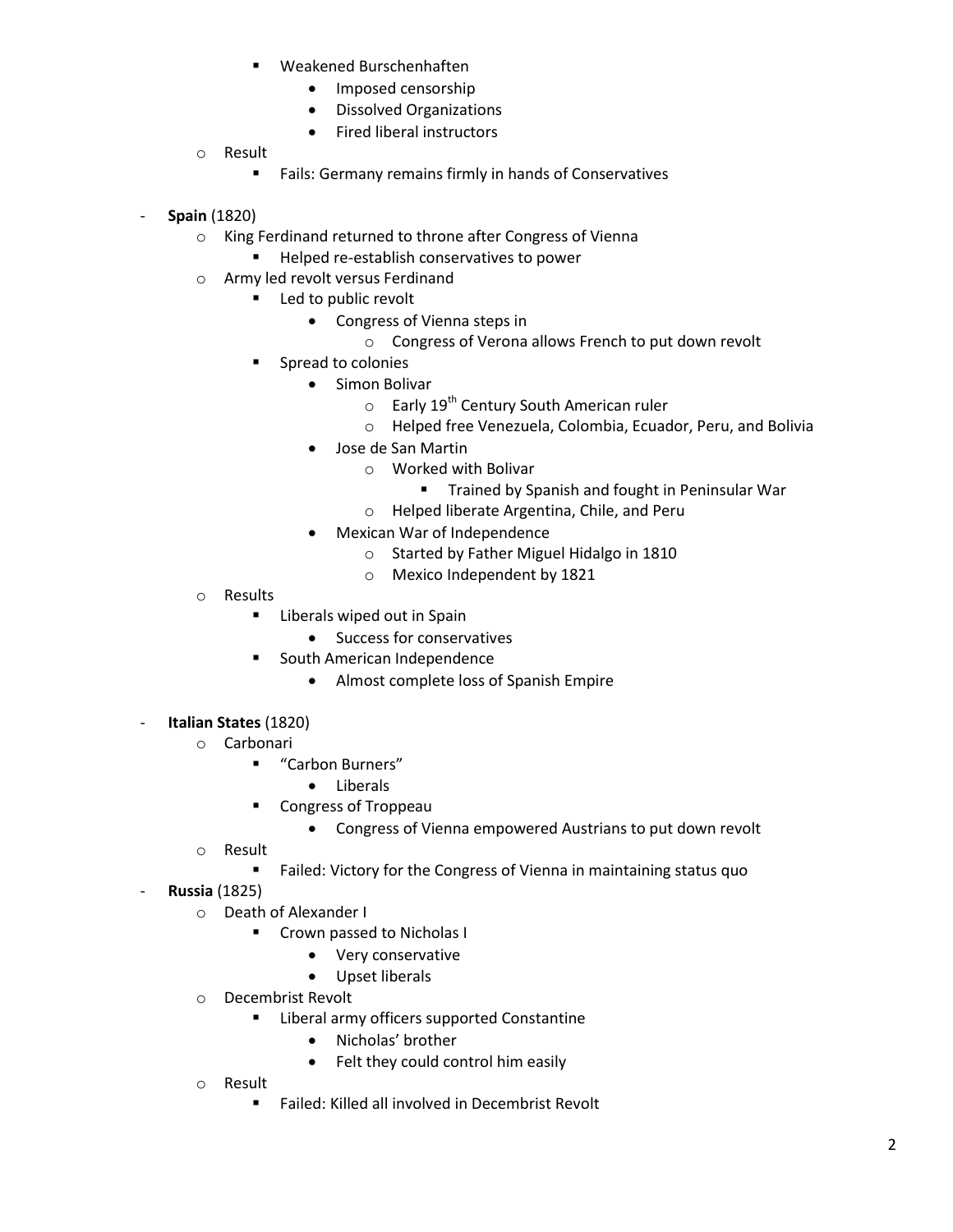- Weakened Burschenhaften
            - Imposed censorship
            - Dissolved Organizations
            - Fired liberal instructors
    - Result
        - Fails: Germany remains firmly in hands of Conservatives

- **Spain** (1820)
    - King Ferdinand returned to throne after Congress of Vienna
        - Helped re-establish conservatives to power
    - Army led revolt versus Ferdinand
        - Led to public revolt
            - Congress of Vienna steps in
                - Congress of Verona allows French to put down revolt
        - Spread to colonies
            - Simon Bolivar
                - Early 19th Century South American ruler
                - Helped free Venezuela, Colombia, Ecuador, Peru, and Bolivia
            - Jose de San Martin
                - Worked with Bolivar
                    - Trained by Spanish and fought in Peninsular War
                - Helped liberate Argentina, Chile, and Peru
            - Mexican War of Independence
                - Started by Father Miguel Hidalgo in 1810
                - Mexico Independent by 1821
    - Results
        - Liberals wiped out in Spain
            - Success for conservatives
        - South American Independence
            - Almost complete loss of Spanish Empire

- **Italian States** (1820)
    - Carbonari
        - "Carbon Burners"
            - Liberals
        - Congress of Troppeau
            - Congress of Vienna empowered Austrians to put down revolt
    - Result
        - Failed: Victory for the Congress of Vienna in maintaining status quo
- **Russia** (1825)
    - Death of Alexander I
        - Crown passed to Nicholas I
            - Very conservative
            - Upset liberals
    - Decembrist Revolt
        - Liberal army officers supported Constantine
            - Nicholas' brother
            - Felt they could control him easily
    - Result
        - Failed: Killed all involved in Decembrist Revolt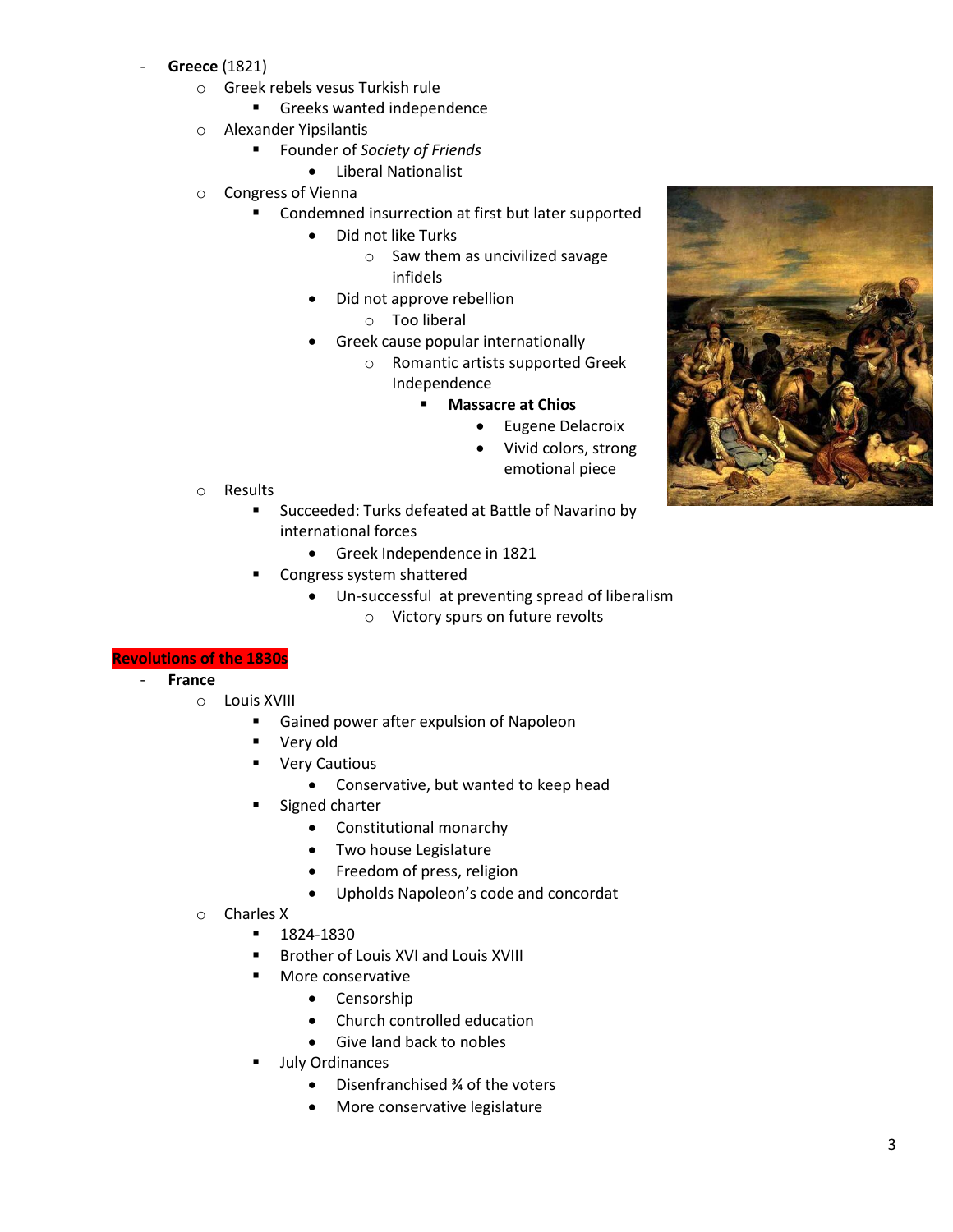- **Greece** (1821)
  - Greek rebels vesus Turkish rule
    - Greeks wanted independence
  - Alexander Ypsilantis
    - Founder of *Society of Friends*
      - Liberal Nationalist
  - Congress of Vienna
    - Condemned insurrection at first but later supported
      - Did not like Turks
        - Saw them as uncivilized savage infidels
      - Did not approve rebellion
        - Too liberal
      - Greek cause popular internationally
        - Romantic artists supported Greek Independence
          - **Massacre at Chios**
            - Eugene Delacroix
            - Vivid colors, strong emotional piece
  - Results
    - Succeeded: Turks defeated at Battle of Navarino by international forces
      - Greek Independence in 1821
    - Congress system shattered
      - Un-successful at preventing spread of liberalism
        - Victory spurs on future revolts

**Revolutions of the 1830s**

- **France**
  - Louis XVIII
    - Gained power after expulsion of Napoleon
    - Very old
    - Very Cautious
      - Conservative, but wanted to keep head
    - Signed charter
      - Constitutional monarchy
      - Two house Legislature
      - Freedom of press, religion
      - Upholds Napoleon's code and concordat
  - Charles X
    - 1824-1830
    - Brother of Louis XVI and Louis XVIII
    - More conservative
      - Censorship
      - Church controlled education
      - Give land back to nobles
    - July Ordinances
      - Disenfranchised ¾ of the voters
      - More conservative legislature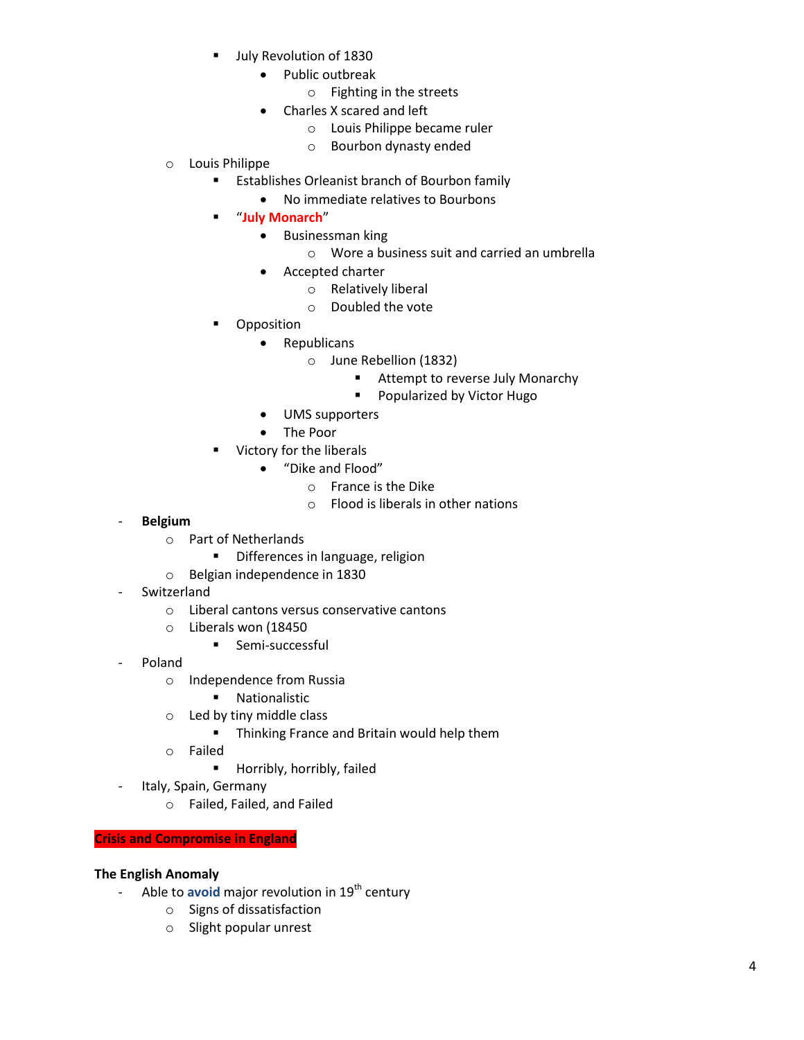- July Revolution of 1830
  - Public outbreak
    - Fighting in the streets
  - Charles X scared and left
    - Louis Philippe became ruler
    - Bourbon dynasty ended
- Louis Philippe
  - Establishes Orleanist branch of Bourbon family
    - No immediate relatives to Bourbons
  - "**July Monarch**"
    - Businessman king
      - Wore a business suit and carried an umbrella
    - Accepted charter
      - Relatively liberal
      - Doubled the vote
  - Opposition
    - Republicans
      - June Rebellion (1832)
        - Attempt to reverse July Monarchy
        - Popularized by Victor Hugo
    - UMS supporters
    - The Poor
  - Victory for the liberals
    - "Dike and Flood"
      - France is the Dike
      - Flood is liberals in other nations

- **Belgium**
  - Part of Netherlands
    - Differences in language, religion
  - Belgian independence in 1830
- Switzerland
  - Liberal cantons versus conservative cantons
  - Liberals won (18450
    - Semi-successful
- Poland
  - Independence from Russia
    - Nationalistic
  - Led by tiny middle class
    - Thinking France and Britain would help them
  - Failed
    - Horribly, horribly, failed
- Italy, Spain, Germany
  - Failed, Failed, and Failed

## Crisis and Compromise in England

### The English Anomaly

- Able to **avoid** major revolution in 19th century
  - Signs of dissatisfaction
  - Slight popular unrest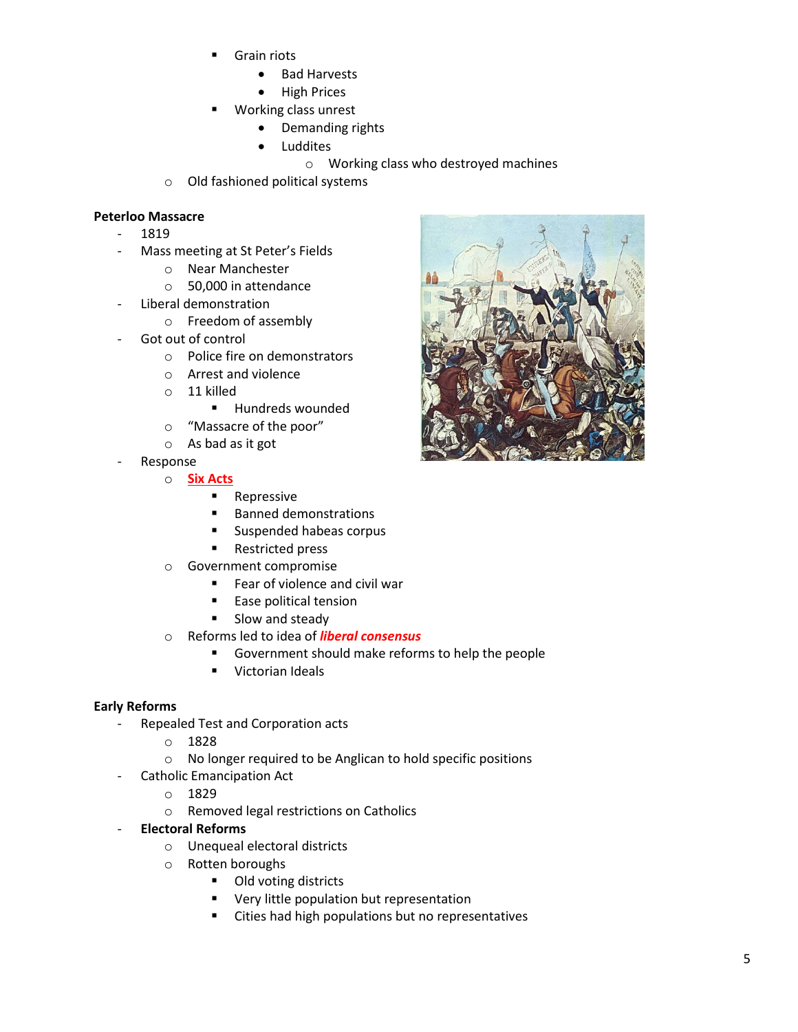- Grain riots
  - Bad Harvests
  - High Prices
- Working class unrest
  - Demanding rights
  - Luddites
    - Working class who destroyed machines
- Old fashioned political systems

**Peterloo Massacre**

- 1819
- Mass meeting at St Peter's Fields
  - Near Manchester
  - 50,000 in attendance
- Liberal demonstration
  - Freedom of assembly
- Got out of control
  - Police fire on demonstrators
  - Arrest and violence
  - 11 killed
    - Hundreds wounded
  - "Massacre of the poor"
  - As bad as it got
- Response
  - **Six Acts**
    - Repressive
    - Banned demonstrations
    - Suspended habeas corpus
    - Restricted press
  - Government compromise
    - Fear of violence and civil war
    - Ease political tension
    - Slow and steady
  - Reforms led to idea of ***liberal consensus***
    - Government should make reforms to help the people
    - Victorian Ideals

**Early Reforms**

- Repealed Test and Corporation acts
  - 1828
  - No longer required to be Anglican to hold specific positions
- Catholic Emancipation Act
  - 1829
  - Removed legal restrictions on Catholics
- **Electoral Reforms**
  - Unequeal electoral districts
  - Rotten boroughs
    - Old voting districts
    - Very little population but representation
    - Cities had high populations but no representatives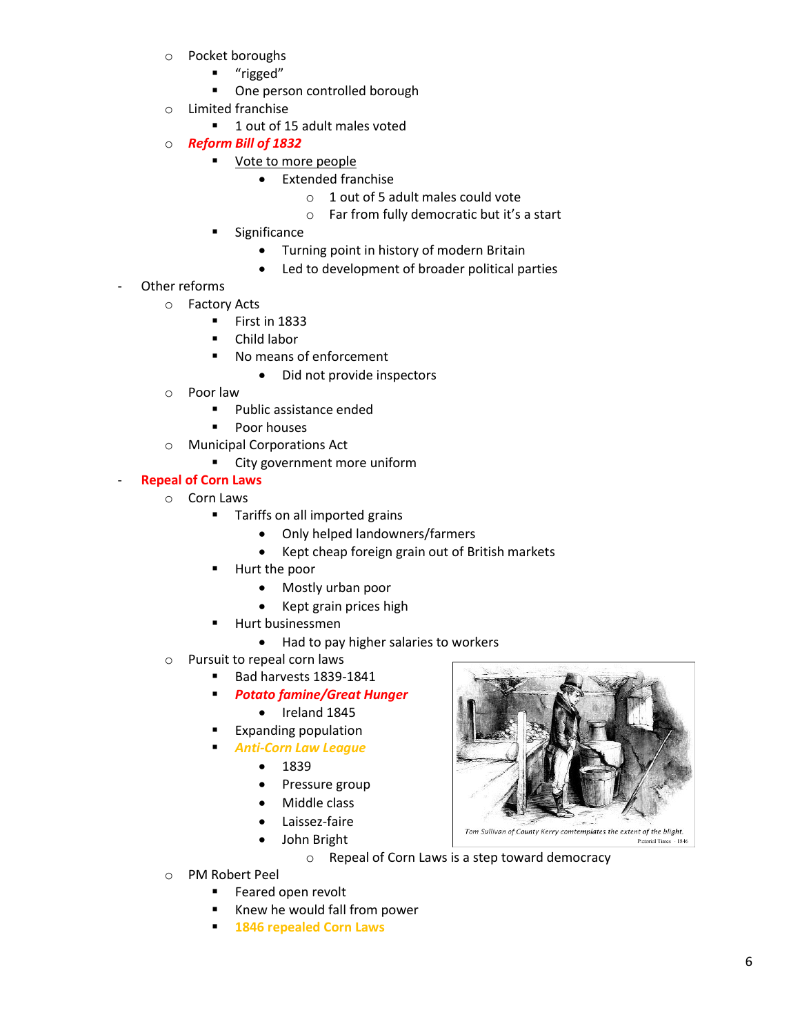- Pocket boroughs
  - “rigged”
  - One person controlled borough
- Limited franchise
  - 1 out of 15 adult males voted
- ***Reform Bill of 1832***
  - Vote to more people
    - Extended franchise
      - 1 out of 5 adult males could vote
      - Far from fully democratic but it’s a start
  - Significance
    - Turning point in history of modern Britain
    - Led to development of broader political parties

- Other reforms
  - Factory Acts
    - First in 1833
    - Child labor
    - No means of enforcement
      - Did not provide inspectors
  - Poor law
    - Public assistance ended
    - Poor houses
  - Municipal Corporations Act
    - City government more uniform
- **Repeal of Corn Laws**
  - Corn Laws
    - Tariffs on all imported grains
      - Only helped landowners/farmers
      - Kept cheap foreign grain out of British markets
    - Hurt the poor
      - Mostly urban poor
      - Kept grain prices high
    - Hurt businessmen
      - Had to pay higher salaries to workers
  - Pursuit to repeal corn laws
    - Bad harvests 1839-1841
    - ***Potato famine/Great Hunger***
      - Ireland 1845
    - Expanding population
    - ***Anti-Corn Law League***
      - 1839
      - Pressure group
      - Middle class
      - Laissez-faire
      - John Bright
        - Repeal of Corn Laws is a step toward democracy
  - PM Robert Peel
    - Feared open revolt
    - Knew he would fall from power
    - **1846 repealed Corn Laws**

*Tom Sullivan of County Kerry contemplates the extent of the blight.*
Pictorial Times · 1846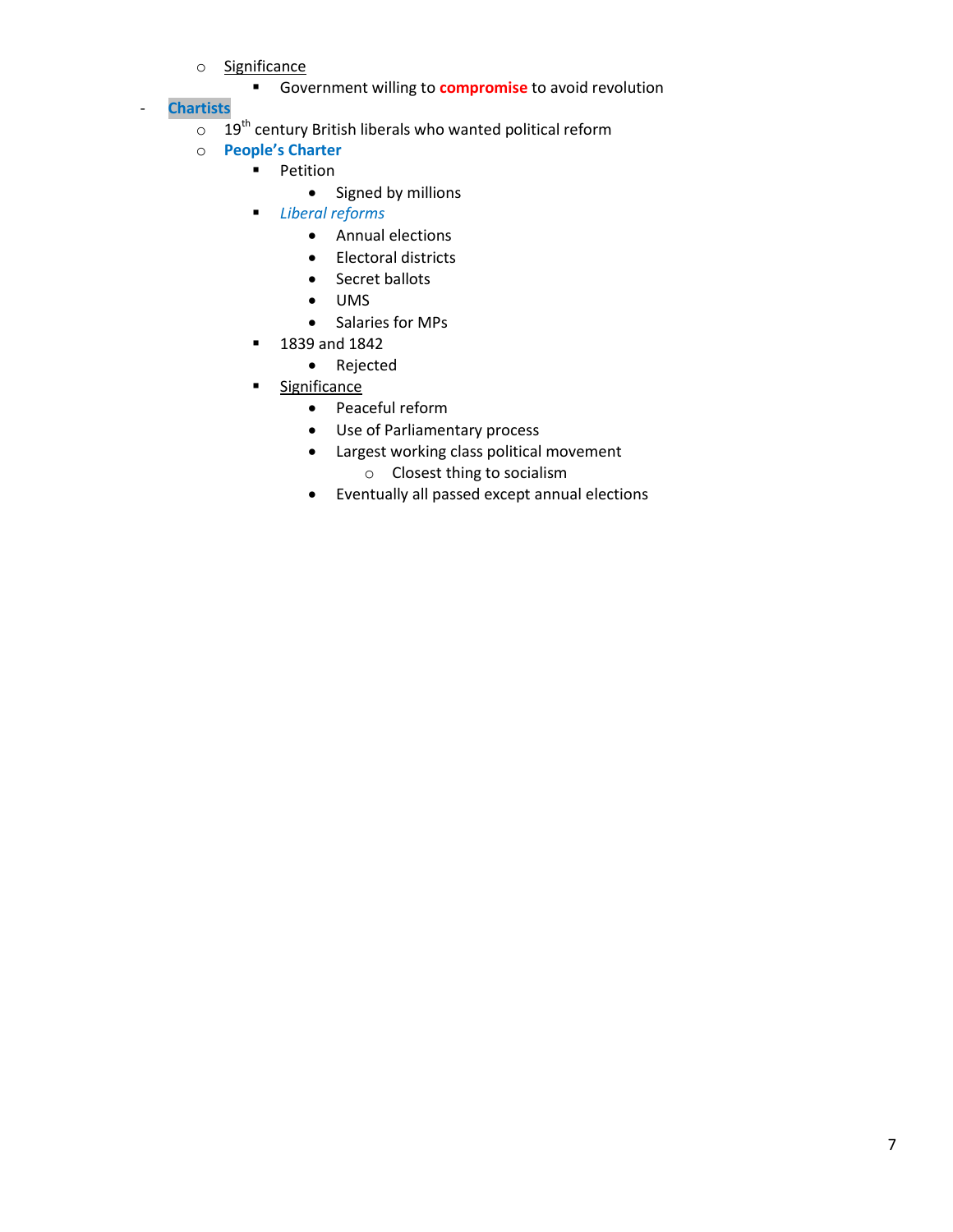- <u>Significance</u>
    - Government willing to **compromise** to avoid revolution
- **Chartists**
  - 19th century British liberals who wanted political reform
  - **People's Charter**
    - Petition
      - Signed by millions
    - *Liberal reforms*
      - Annual elections
      - Electoral districts
      - Secret ballots
      - UMS
      - Salaries for MPs
    - 1839 and 1842
      - Rejected
    - <u>Significance</u>
      - Peaceful reform
      - Use of Parliamentary process
      - Largest working class political movement
        - Closest thing to socialism
      - Eventually all passed except annual elections